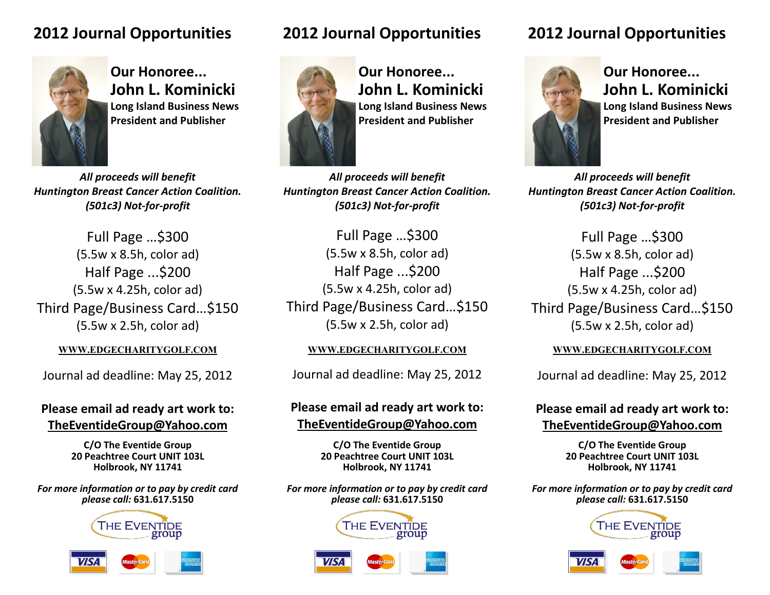## 2012 Journal Opportunities

**Our Honoree...**
**John L. Kominicki**
**Long Island Business News**
**President and Publisher**

***All proceeds will benefit***
***Huntington Breast Cancer Action Coalition.***
***(501c3) Not-for-profit***

Full Page …$300
(5.5w x 8.5h, color ad)
Half Page ...$200
(5.5w x 4.25h, color ad)
Third Page/Business Card…$150
(5.5w x 2.5h, color ad)

**WWW.EDGECHARITYGOLF.COM**

Journal ad deadline: May 25, 2012

**Please email ad ready art work to:**
**TheEventideGroup@Yahoo.com**

**C/O The Eventide Group**
**20 Peachtree Court UNIT 103L**
**Holbrook, NY 11741**

***For more information or to pay by credit card please call:*** **631.617.5150**

THE EVENTIDE group

VISA MasterCard AMERICAN EXPRESS

## 2012 Journal Opportunities

**Our Honoree...**
**John L. Kominicki**
**Long Island Business News**
**President and Publisher**

***All proceeds will benefit***
***Huntington Breast Cancer Action Coalition.***
***(501c3) Not-for-profit***

Full Page …$300
(5.5w x 8.5h, color ad)
Half Page ...$200
(5.5w x 4.25h, color ad)
Third Page/Business Card…$150
(5.5w x 2.5h, color ad)

**WWW.EDGECHARITYGOLF.COM**

Journal ad deadline: May 25, 2012

**Please email ad ready art work to:**
**TheEventideGroup@Yahoo.com**

**C/O The Eventide Group**
**20 Peachtree Court UNIT 103L**
**Holbrook, NY 11741**

***For more information or to pay by credit card please call:*** **631.617.5150**

THE EVENTIDE group

VISA MasterCard AMERICAN EXPRESS

## 2012 Journal Opportunities

**Our Honoree...**
**John L. Kominicki**
**Long Island Business News**
**President and Publisher**

***All proceeds will benefit***
***Huntington Breast Cancer Action Coalition.***
***(501c3) Not-for-profit***

Full Page …$300
(5.5w x 8.5h, color ad)
Half Page ...$200
(5.5w x 4.25h, color ad)
Third Page/Business Card…$150
(5.5w x 2.5h, color ad)

**WWW.EDGECHARITYGOLF.COM**

Journal ad deadline: May 25, 2012

**Please email ad ready art work to:**
**TheEventideGroup@Yahoo.com**

**C/O The Eventide Group**
**20 Peachtree Court UNIT 103L**
**Holbrook, NY 11741**

***For more information or to pay by credit card please call:*** **631.617.5150**

THE EVENTIDE group

VISA MasterCard AMERICAN EXPRESS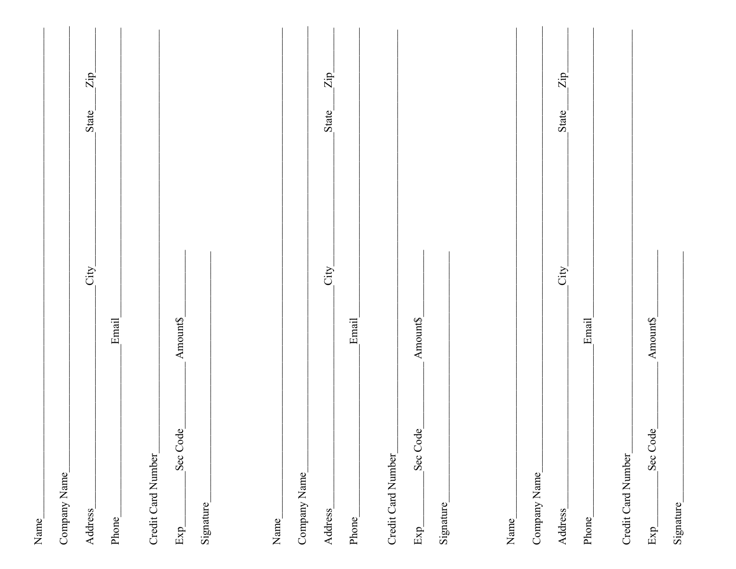Name________________________________________________

Company Name________________________________________

Address______________________ City______________ State______ Zip______

Phone______________________ Email______________________________

Credit Card Number__________________________________

Exp________ Sec Code________ Amount$________

Signature______________________

Name________________________________________________

Company Name________________________________________

Address______________________ City______________ State______ Zip______

Phone______________________ Email______________________________

Credit Card Number__________________________________

Exp________ Sec Code________ Amount$________

Signature______________________

Name________________________________________________

Company Name________________________________________

Address______________________ City______________ State______ Zip______

Phone______________________ Email______________________________

Credit Card Number__________________________________

Exp________ Sec Code________ Amount$________

Signature______________________